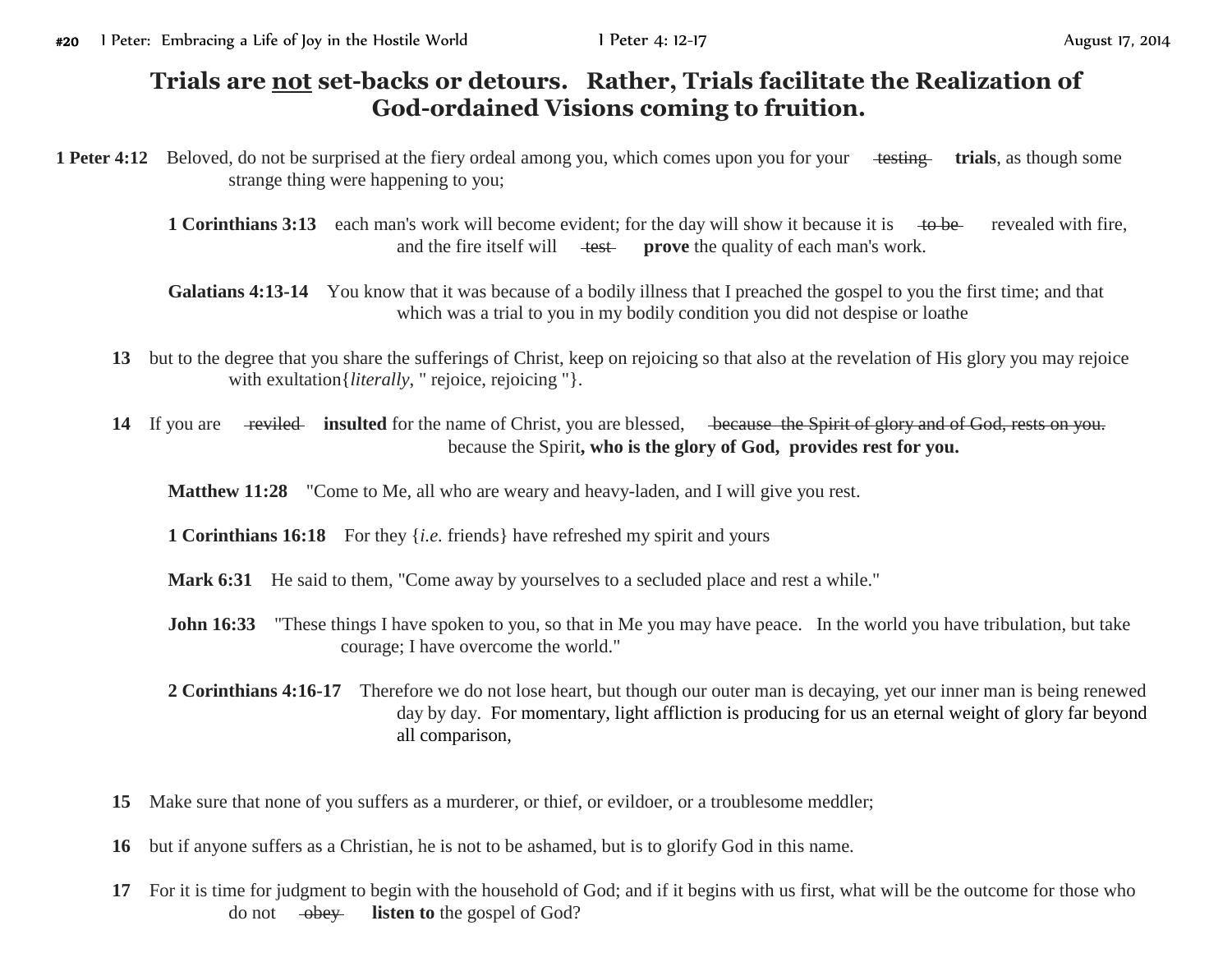# Trials are <u>not</u> set-backs or detours. Rather, Trials facilitate the Realization of God-ordained Visions coming to fruition.

**1 Peter 4:12** Beloved, do not be surprised at the fiery ordeal among you, which comes upon you for your ~~testing~~ **trials**, as though some strange thing were happening to you;

> **1 Corinthians 3:13** each man's work will become evident; for the day will show it because it is ~~to be~~ revealed with fire, and the fire itself will ~~test~~ **prove** the quality of each man's work.
>
> **Galatians 4:13-14** You know that it was because of a bodily illness that I preached the gospel to you the first time; and that which was a trial to you in my bodily condition you did not despise or loathe

**13** but to the degree that you share the sufferings of Christ, keep on rejoicing so that also at the revelation of His glory you may rejoice with exultation{*literally*, " rejoice, rejoicing "}.

**14** If you are ~~reviled~~ **insulted** for the name of Christ, you are blessed, ~~because the Spirit of glory and of God, rests on you.~~ because the Spirit**, who is the glory of God, provides rest for you.**

> **Matthew 11:28** "Come to Me, all who are weary and heavy-laden, and I will give you rest.
>
> **1 Corinthians 16:18** For they {*i.e.* friends} have refreshed my spirit and yours
>
> **Mark 6:31** He said to them, "Come away by yourselves to a secluded place and rest a while."
>
> **John 16:33** "These things I have spoken to you, so that in Me you may have peace. In the world you have tribulation, but take courage; I have overcome the world."
>
> **2 Corinthians 4:16-17** Therefore we do not lose heart, but though our outer man is decaying, yet our inner man is being renewed day by day. For momentary, light affliction is producing for us an eternal weight of glory far beyond all comparison,

**15** Make sure that none of you suffers as a murderer, or thief, or evildoer, or a troublesome meddler;

**16** but if anyone suffers as a Christian, he is not to be ashamed, but is to glorify God in this name.

**17** For it is time for judgment to begin with the household of God; and if it begins with us first, what will be the outcome for those who do not ~~obey~~ **listen to** the gospel of God?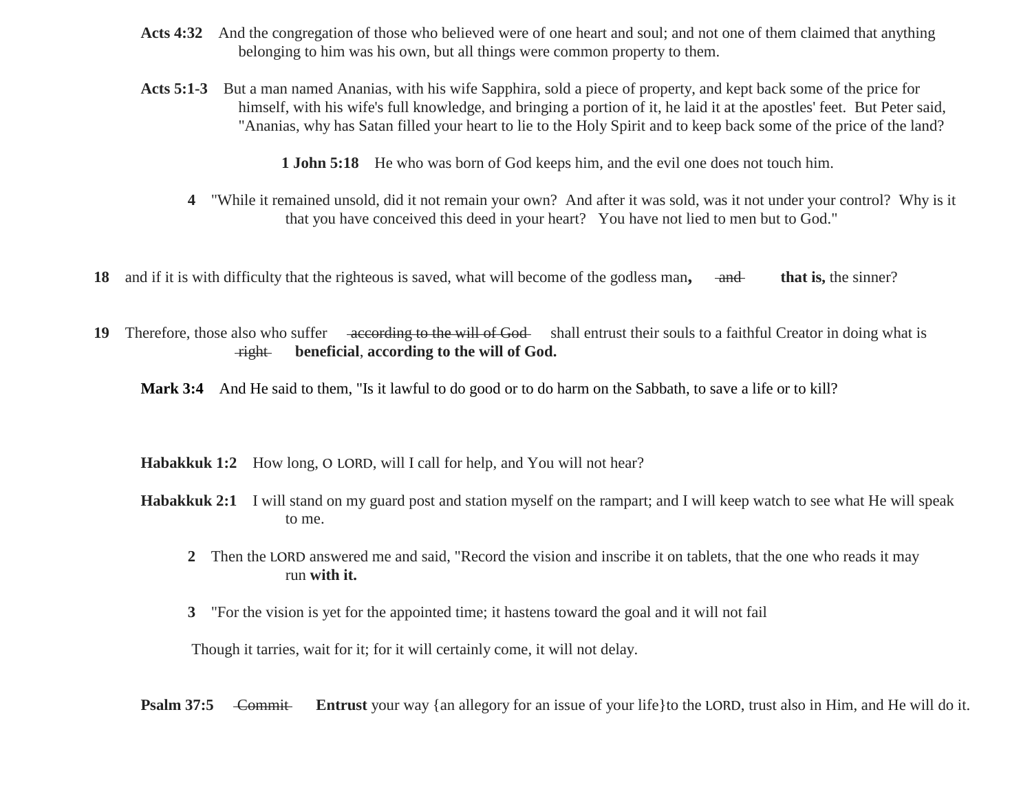**Acts 4:32** And the congregation of those who believed were of one heart and soul; and not one of them claimed that anything belonging to him was his own, but all things were common property to them.

**Acts 5:1-3** But a man named Ananias, with his wife Sapphira, sold a piece of property, and kept back some of the price for himself, with his wife's full knowledge, and bringing a portion of it, he laid it at the apostles' feet. But Peter said, "Ananias, why has Satan filled your heart to lie to the Holy Spirit and to keep back some of the price of the land?

**1 John 5:18** He who was born of God keeps him, and the evil one does not touch him.

**4** "While it remained unsold, did it not remain your own? And after it was sold, was it not under your control? Why is it that you have conceived this deed in your heart? You have not lied to men but to God."

**18** and if it is with difficulty that the righteous is saved, what will become of the godless man**,** ~~and~~ **that is,** the sinner?

**19** Therefore, those also who suffer ~~according to the will of God~~ shall entrust their souls to a faithful Creator in doing what is ~~right~~ **beneficial**, **according to the will of God.**

**Mark 3:4** And He said to them, "Is it lawful to do good or to do harm on the Sabbath, to save a life or to kill?

**Habakkuk 1:2** How long, O LORD, will I call for help, and You will not hear?

**Habakkuk 2:1** I will stand on my guard post and station myself on the rampart; and I will keep watch to see what He will speak to me.

**2** Then the LORD answered me and said, "Record the vision and inscribe it on tablets, that the one who reads it may run **with it.**

**3** "For the vision is yet for the appointed time; it hastens toward the goal and it will not fail

Though it tarries, wait for it; for it will certainly come, it will not delay.

**Psalm 37:5** ~~Commit~~ **Entrust** your way {an allegory for an issue of your life}to the LORD, trust also in Him, and He will do it.